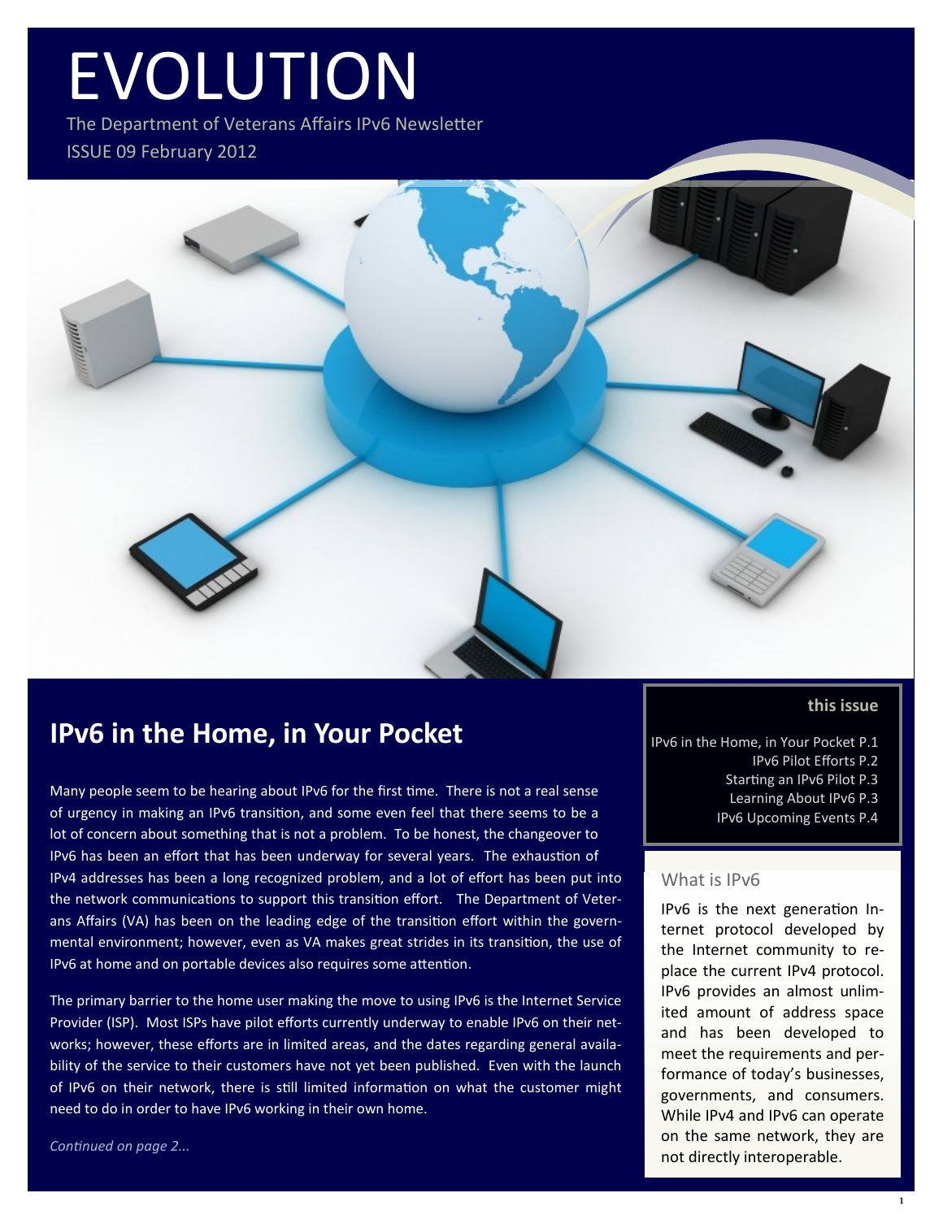# EVOLUTION

The Department of Veterans Affairs IPv6 Newsletter

ISSUE 09 February 2012

## IPv6 in the Home, in Your Pocket

Many people seem to be hearing about IPv6 for the first time. There is not a real sense of urgency in making an IPv6 transition, and some even feel that there seems to be a lot of concern about something that is not a problem. To be honest, the changeover to IPv6 has been an effort that has been underway for several years. The exhaustion of IPv4 addresses has been a long recognized problem, and a lot of effort has been put into the network communications to support this transition effort. The Department of Veterans Affairs (VA) has been on the leading edge of the transition effort within the governmental environment; however, even as VA makes great strides in its transition, the use of IPv6 at home and on portable devices also requires some attention.

The primary barrier to the home user making the move to using IPv6 is the Internet Service Provider (ISP). Most ISPs have pilot efforts currently underway to enable IPv6 on their networks; however, these efforts are in limited areas, and the dates regarding general availability of the service to their customers have not yet been published. Even with the launch of IPv6 on their network, there is still limited information on what the customer might need to do in order to have IPv6 working in their own home.

*Continued on page 2...*

### this issue

- IPv6 in the Home, in Your Pocket P.1
- IPv6 Pilot Efforts P.2
- Starting an IPv6 Pilot P.3
- Learning About IPv6 P.3
- IPv6 Upcoming Events P.4

### What is IPv6

IPv6 is the next generation Internet protocol developed by the Internet community to replace the current IPv4 protocol. IPv6 provides an almost unlimited amount of address space and has been developed to meet the requirements and performance of today's businesses, governments, and consumers. While IPv4 and IPv6 can operate on the same network, they are not directly interoperable.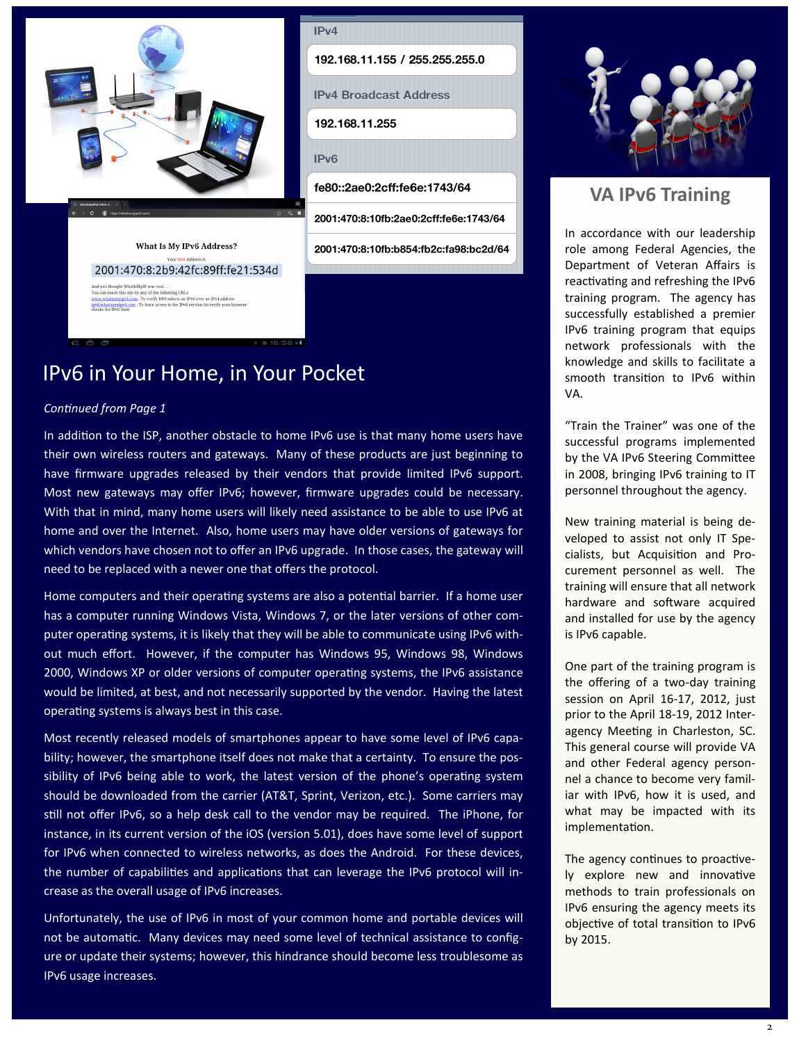# IPv6 in Your Home, in Your Pocket

*Continued from Page 1*

In addition to the ISP, another obstacle to home IPv6 use is that many home users have their own wireless routers and gateways. Many of these products are just beginning to have firmware upgrades released by their vendors that provide limited IPv6 support. Most new gateways may offer IPv6; however, firmware upgrades could be necessary. With that in mind, many home users will likely need assistance to be able to use IPv6 at home and over the Internet. Also, home users may have older versions of gateways for which vendors have chosen not to offer an IPv6 upgrade. In those cases, the gateway will need to be replaced with a newer one that offers the protocol.

Home computers and their operating systems are also a potential barrier. If a home user has a computer running Windows Vista, Windows 7, or the later versions of other computer operating systems, it is likely that they will be able to communicate using IPv6 without much effort. However, if the computer has Windows 95, Windows 98, Windows 2000, Windows XP or older versions of computer operating systems, the IPv6 assistance would be limited, at best, and not necessarily supported by the vendor. Having the latest operating systems is always best in this case.

Most recently released models of smartphones appear to have some level of IPv6 capability; however, the smartphone itself does not make that a certainty. To ensure the possibility of IPv6 being able to work, the latest version of the phone's operating system should be downloaded from the carrier (AT&T, Sprint, Verizon, etc.). Some carriers may still not offer IPv6, so a help desk call to the vendor may be required. The iPhone, for instance, in its current version of the iOS (version 5.01), does have some level of support for IPv6 when connected to wireless networks, as does the Android. For these devices, the number of capabilities and applications that can leverage the IPv6 protocol will increase as the overall usage of IPv6 increases.

Unfortunately, the use of IPv6 in most of your common home and portable devices will not be automatic. Many devices may need some level of technical assistance to configure or update their systems; however, this hindrance should become less troublesome as IPv6 usage increases.

## VA IPv6 Training

In accordance with our leadership role among Federal Agencies, the Department of Veteran Affairs is reactivating and refreshing the IPv6 training program. The agency has successfully established a premier IPv6 training program that equips network professionals with the knowledge and skills to facilitate a smooth transition to IPv6 within VA.

"Train the Trainer" was one of the successful programs implemented by the VA IPv6 Steering Committee in 2008, bringing IPv6 training to IT personnel throughout the agency.

New training material is being developed to assist not only IT Specialists, but Acquisition and Procurement personnel as well. The training will ensure that all network hardware and software acquired and installed for use by the agency is IPv6 capable.

One part of the training program is the offering of a two-day training session on April 16-17, 2012, just prior to the April 18-19, 2012 Interagency Meeting in Charleston, SC. This general course will provide VA and other Federal agency personnel a chance to become very familiar with IPv6, how it is used, and what may be impacted with its implementation.

The agency continues to proactively explore new and innovative methods to train professionals on IPv6 ensuring the agency meets its objective of total transition to IPv6 by 2015.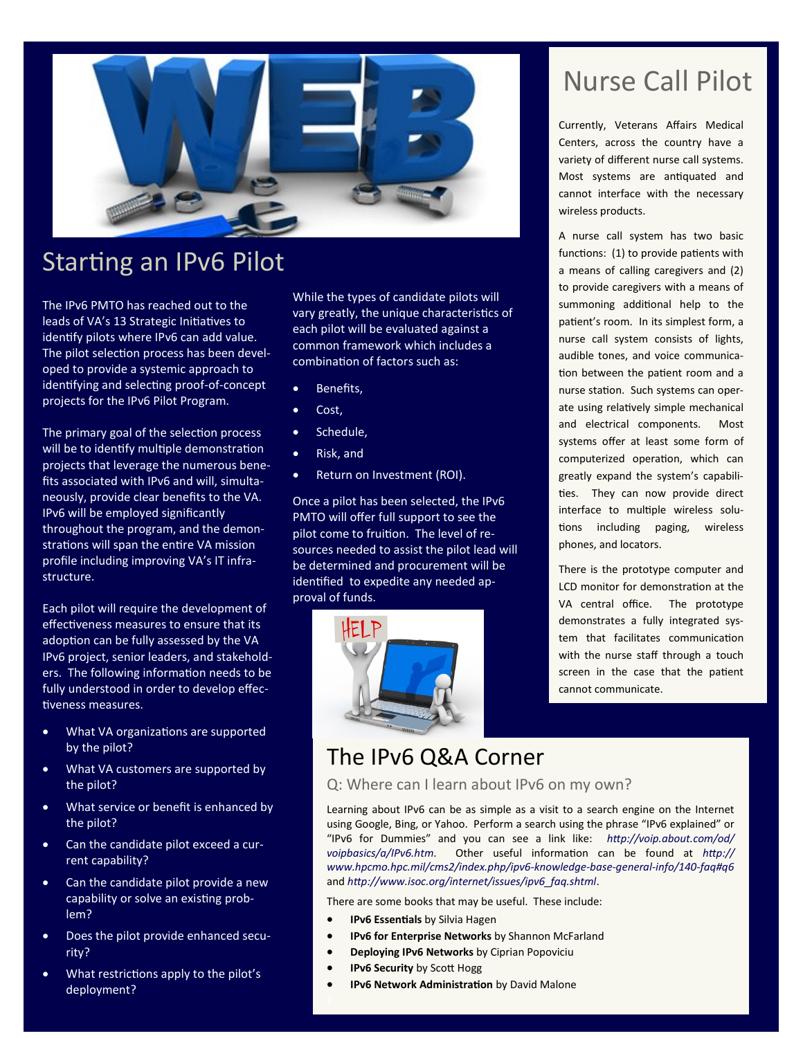## Starting an IPv6 Pilot

The IPv6 PMTO has reached out to the leads of VA's 13 Strategic Initiatives to identify pilots where IPv6 can add value. The pilot selection process has been developed to provide a systemic approach to identifying and selecting proof-of-concept projects for the IPv6 Pilot Program.

The primary goal of the selection process will be to identify multiple demonstration projects that leverage the numerous benefits associated with IPv6 and will, simultaneously, provide clear benefits to the VA. IPv6 will be employed significantly throughout the program, and the demonstrations will span the entire VA mission profile including improving VA's IT infrastructure.

Each pilot will require the development of effectiveness measures to ensure that its adoption can be fully assessed by the VA IPv6 project, senior leaders, and stakeholders. The following information needs to be fully understood in order to develop effectiveness measures.

- What VA organizations are supported by the pilot?
- What VA customers are supported by the pilot?
- What service or benefit is enhanced by the pilot?
- Can the candidate pilot exceed a current capability?
- Can the candidate pilot provide a new capability or solve an existing problem?
- Does the pilot provide enhanced security?
- What restrictions apply to the pilot's deployment?

While the types of candidate pilots will vary greatly, the unique characteristics of each pilot will be evaluated against a common framework which includes a combination of factors such as:

- Benefits,
- Cost,
- Schedule,
- Risk, and
- Return on Investment (ROI).

Once a pilot has been selected, the IPv6 PMTO will offer full support to see the pilot come to fruition. The level of resources needed to assist the pilot lead will be determined and procurement will be identified to expedite any needed approval of funds.

## Nurse Call Pilot

Currently, Veterans Affairs Medical Centers, across the country have a variety of different nurse call systems. Most systems are antiquated and cannot interface with the necessary wireless products.

A nurse call system has two basic functions: (1) to provide patients with a means of calling caregivers and (2) to provide caregivers with a means of summoning additional help to the patient's room. In its simplest form, a nurse call system consists of lights, audible tones, and voice communication between the patient room and a nurse station. Such systems can operate using relatively simple mechanical and electrical components. Most systems offer at least some form of computerized operation, which can greatly expand the system's capabilities. They can now provide direct interface to multiple wireless solutions including paging, wireless phones, and locators.

There is the prototype computer and LCD monitor for demonstration at the VA central office. The prototype demonstrates a fully integrated system that facilitates communication with the nurse staff through a touch screen in the case that the patient cannot communicate.

## The IPv6 Q&A Corner

### Q: Where can I learn about IPv6 on my own?

Learning about IPv6 can be as simple as a visit to a search engine on the Internet using Google, Bing, or Yahoo. Perform a search using the phrase "IPv6 explained" or "IPv6 for Dummies" and you can see a link like: *http://voip.about.com/od/voipbasics/a/IPv6.htm*. Other useful information can be found at *http://www.hpcmo.hpc.mil/cms2/index.php/ipv6-knowledge-base-general-info/140-faq#q6* and *http://www.isoc.org/internet/issues/ipv6_faq.shtml*.

There are some books that may be useful. These include:

- **IPv6 Essentials** by Silvia Hagen
- **IPv6 for Enterprise Networks** by Shannon McFarland
- **Deploying IPv6 Networks** by Ciprian Popoviciu
- **IPv6 Security** by Scott Hogg
- **IPv6 Network Administration** by David Malone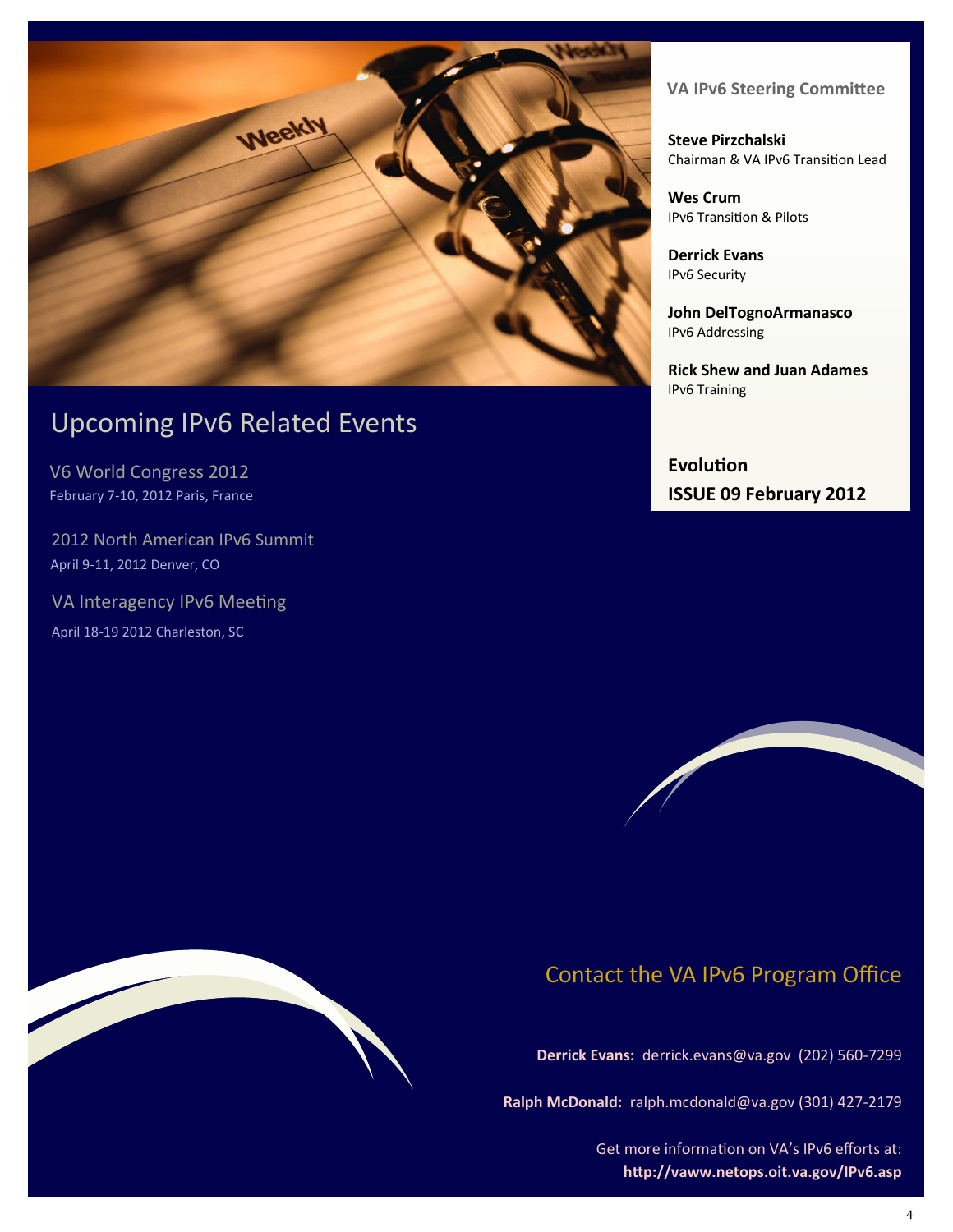## Upcoming IPv6 Related Events

V6 World Congress 2012
February 7-10, 2012 Paris, France

2012 North American IPv6 Summit
April 9-11, 2012 Denver, CO

VA Interagency IPv6 Meeting
April 18-19 2012 Charleston, SC

### VA IPv6 Steering Committee

**Steve Pirzchalski**
Chairman & VA IPv6 Transition Lead

**Wes Crum**
IPv6 Transition & Pilots

**Derrick Evans**
IPv6 Security

**John DelTognoArmanasco**
IPv6 Addressing

**Rick Shew and Juan Adames**
IPv6 Training

**Evolution**
**ISSUE 09 February 2012**

## Contact the VA IPv6 Program Office

**Derrick Evans:** derrick.evans@va.gov (202) 560-7299

**Ralph McDonald:** ralph.mcdonald@va.gov (301) 427-2179

Get more information on VA's IPv6 efforts at:
**http://vaww.netops.oit.va.gov/IPv6.asp**